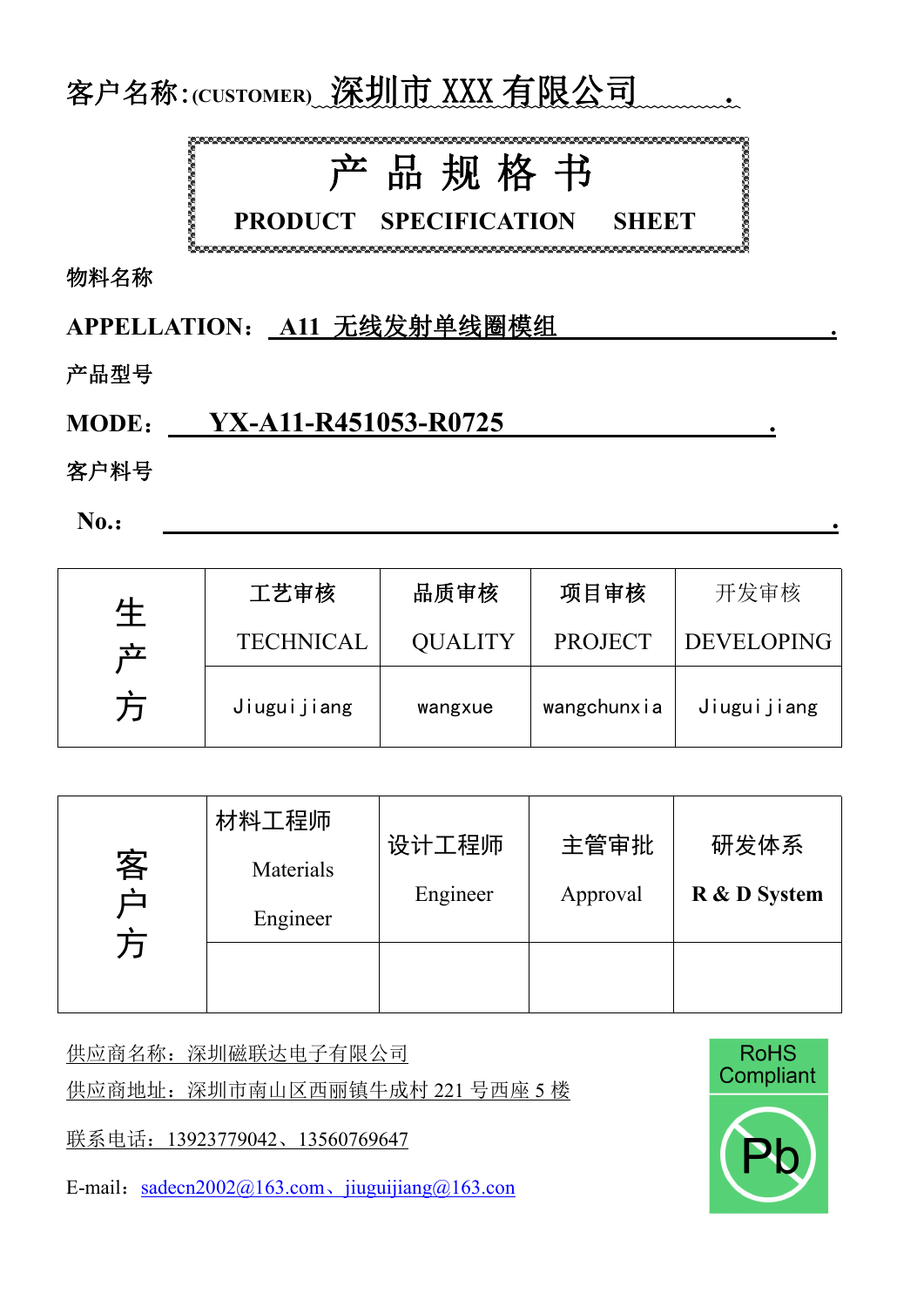客户名称:(CUSTOMER) 深圳市 XXX 有限公司 .

# 产 品 规 格 书

## PRODUCT SPECIFICATION SHEET

物料名称

**APPELLATION：** A11 无线发射单线圈模组 .

产品型号

**MODE：** **YX-A11-R451053-R0725** .

客户料号

**No.:** .

| 生产方 | 工艺审核 TECHNICAL | 品质审核 QUALITY | 项目审核 PROJECT | 开发审核 DEVELOPING |
|---|---|---|---|---|
| | Jiuguijiang | wangxue | wangchunxia | Jiuguijiang |

| 客户方 | 材料工程师 Materials Engineer | 设计工程师 Engineer | 主管审批 Approval | 研发体系 **R & D System** |
|---|---|---|---|---|
| | | | | |

供应商名称：深圳磁联达电子有限公司

供应商地址：深圳市南山区西丽镇牛成村 221 号西座 5 楼

联系电话：13923779042、13560769647

E-mail：sadecn2002@163.com、jiuguijiang@163.con

RoHS Compliant

Pb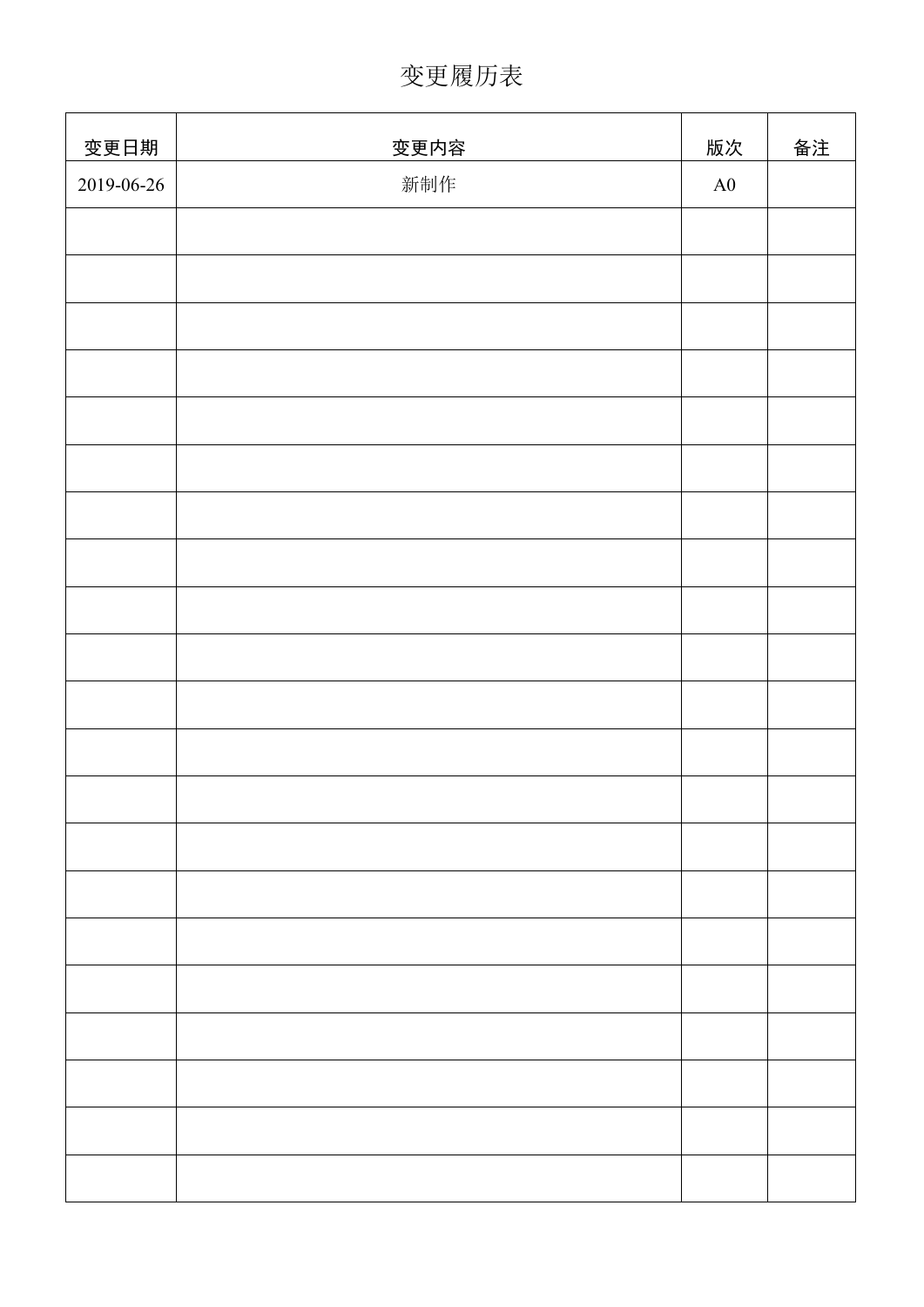# 变更履历表

| 变更日期 | 变更内容 | 版次 | 备注 |
| --- | --- | --- | --- |
| 2019-06-26 | 新制作 | A0 | |
| | | | |
| | | | |
| | | | |
| | | | |
| | | | |
| | | | |
| | | | |
| | | | |
| | | | |
| | | | |
| | | | |
| | | | |
| | | | |
| | | | |
| | | | |
| | | | |
| | | | |
| | | | |
| | | | |
| | | | |
| | | | |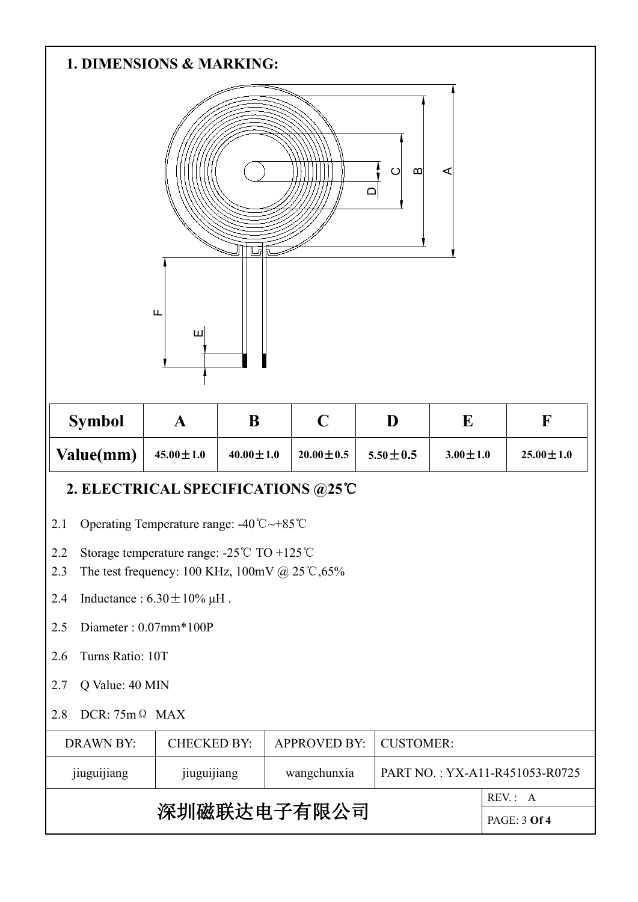## 1. DIMENSIONS & MARKING:

A

B

C

D

E

F

| Symbol | A | B | C | D | E | F |
|---|---|---|---|---|---|---|
| Value(mm) | 45.00±1.0 | 40.00±1.0 | 20.00±0.5 | 5.50±0.5 | 3.00±1.0 | 25.00±1.0 |

## 2. ELECTRICAL SPECIFICATIONS @25℃

2.1 Operating Temperature range: -40℃~+85℃

2.2 Storage temperature range: -25℃ TO +125℃

2.3 The test frequency: 100 KHz, 100mV @ 25℃,65%

2.4 Inductance : 6.30±10% μH .

2.5 Diameter : 0.07mm*100P

2.6 Turns Ratio: 10T

2.7 Q Value: 40 MIN

2.8 DCR: 75mΩ MAX

| DRAWN BY: | CHECKED BY: | APPROVED BY: | CUSTOMER: |
|---|---|---|---|
| jiuguijiang | jiuguijiang | wangchunxia | PART NO. : YX-A11-R451053-R0725 |

深圳磁联达电子有限公司

REV. : A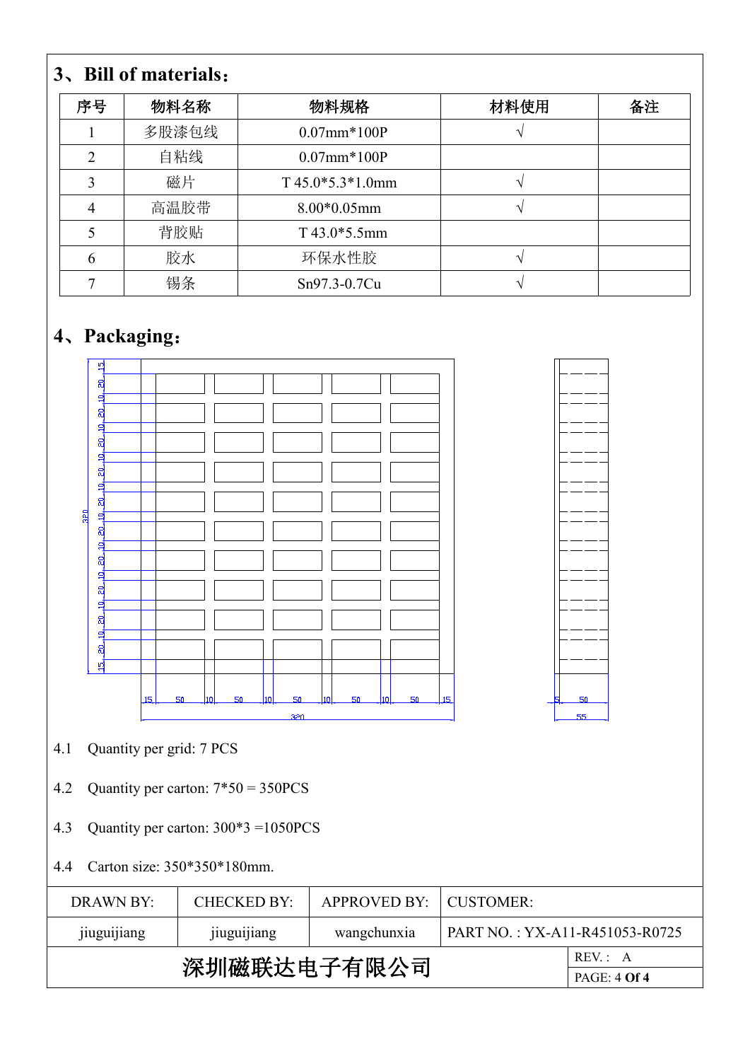## 3、Bill of materials：

| 序号 | 物料名称 | 物料规格 | 材料使用 | 备注 |
|---|---|---|---|---|
| 1 | 多股漆包线 | 0.07mm*100P | √ | |
| 2 | 自粘线 | 0.07mm*100P | | |
| 3 | 磁片 | T 45.0*5.3*1.0mm | √ | |
| 4 | 高温胶带 | 8.00*0.05mm | √ | |
| 5 | 背胶贴 | T 43.0*5.5mm | | |
| 6 | 胶水 | 环保水性胶 | √ | |
| 7 | 锡条 | Sn97.3-0.7Cu | √ | |

## 4、Packaging：

320

15 20 10 20 10 20 10 20 10 20 10 20 10 20 10 20 10 20 10 20 10 20 15

15 50 10 50 10 50 10 50 10 50 15

320

5 50

55

4.1 Quantity per grid: 7 PCS

4.2 Quantity per carton: 7*50 = 350PCS

4.3 Quantity per carton: 300*3 =1050PCS

4.4 Carton size: 350*350*180mm.

| DRAWN BY: | CHECKED BY: | APPROVED BY: | CUSTOMER: |
|---|---|---|---|
| jiuguijiang | jiuguijiang | wangchunxia | PART NO. : YX-A11-R451053-R0725 |

深圳磁联达电子有限公司

REV. : A